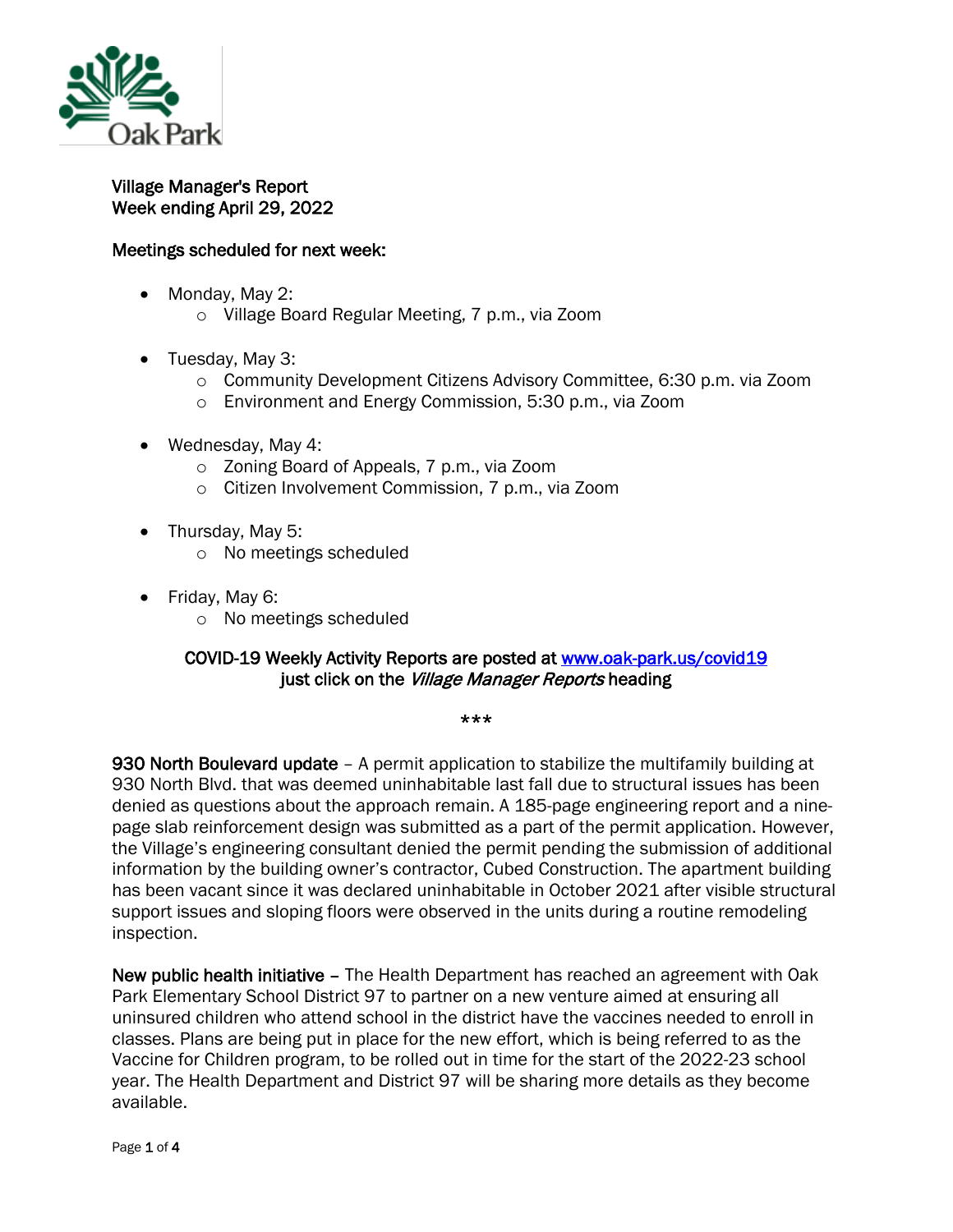# Village Manager's Report
## Week ending April 29, 2022

### Meetings scheduled for next week:

- Monday, May 2:
  - Village Board Regular Meeting, 7 p.m., via Zoom

- Tuesday, May 3:
  - Community Development Citizens Advisory Committee, 6:30 p.m. via Zoom
  - Environment and Energy Commission, 5:30 p.m., via Zoom

- Wednesday, May 4:
  - Zoning Board of Appeals, 7 p.m., via Zoom
  - Citizen Involvement Commission, 7 p.m., via Zoom

- Thursday, May 5:
  - No meetings scheduled

- Friday, May 6:
  - No meetings scheduled

**COVID-19 Weekly Activity Reports are posted at [www.oak-park.us/covid19](http://www.oak-park.us/covid19) just click on the *Village Manager Reports* heading**

***

**930 North Boulevard update** – A permit application to stabilize the multifamily building at 930 North Blvd. that was deemed uninhabitable last fall due to structural issues has been denied as questions about the approach remain. A 185-page engineering report and a nine-page slab reinforcement design was submitted as a part of the permit application. However, the Village's engineering consultant denied the permit pending the submission of additional information by the building owner's contractor, Cubed Construction. The apartment building has been vacant since it was declared uninhabitable in October 2021 after visible structural support issues and sloping floors were observed in the units during a routine remodeling inspection.

**New public health initiative** – The Health Department has reached an agreement with Oak Park Elementary School District 97 to partner on a new venture aimed at ensuring all uninsured children who attend school in the district have the vaccines needed to enroll in classes. Plans are being put in place for the new effort, which is being referred to as the Vaccine for Children program, to be rolled out in time for the start of the 2022-23 school year. The Health Department and District 97 will be sharing more details as they become available.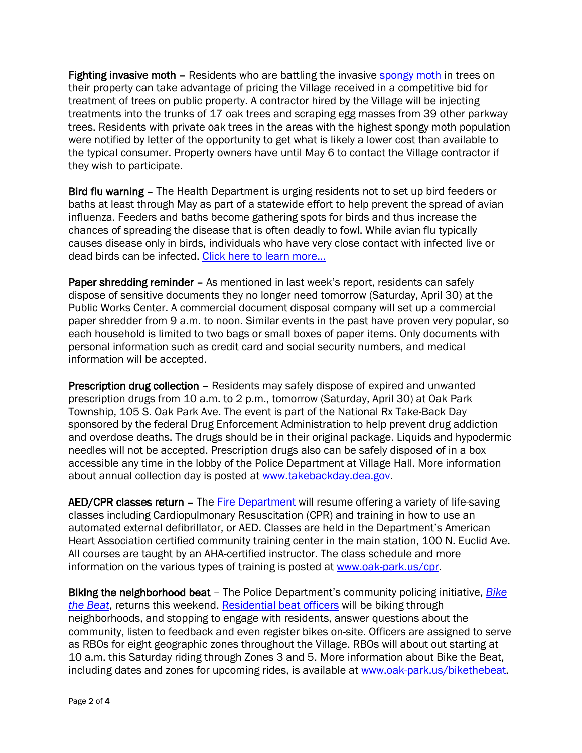**Fighting invasive moth** – Residents who are battling the invasive spongy moth in trees on their property can take advantage of pricing the Village received in a competitive bid for treatment of trees on public property. A contractor hired by the Village will be injecting treatments into the trunks of 17 oak trees and scraping egg masses from 39 other parkway trees. Residents with private oak trees in the areas with the highest spongy moth population were notified by letter of the opportunity to get what is likely a lower cost than available to the typical consumer. Property owners have until May 6 to contact the Village contractor if they wish to participate.

**Bird flu warning** – The Health Department is urging residents not to set up bird feeders or baths at least through May as part of a statewide effort to help prevent the spread of avian influenza. Feeders and baths become gathering spots for birds and thus increase the chances of spreading the disease that is often deadly to fowl. While avian flu typically causes disease only in birds, individuals who have very close contact with infected live or dead birds can be infected. Click here to learn more…

**Paper shredding reminder** – As mentioned in last week's report, residents can safely dispose of sensitive documents they no longer need tomorrow (Saturday, April 30) at the Public Works Center. A commercial document disposal company will set up a commercial paper shredder from 9 a.m. to noon. Similar events in the past have proven very popular, so each household is limited to two bags or small boxes of paper items. Only documents with personal information such as credit card and social security numbers, and medical information will be accepted.

**Prescription drug collection** – Residents may safely dispose of expired and unwanted prescription drugs from 10 a.m. to 2 p.m., tomorrow (Saturday, April 30) at Oak Park Township, 105 S. Oak Park Ave. The event is part of the National Rx Take-Back Day sponsored by the federal Drug Enforcement Administration to help prevent drug addiction and overdose deaths. The drugs should be in their original package. Liquids and hypodermic needles will not be accepted. Prescription drugs also can be safely disposed of in a box accessible any time in the lobby of the Police Department at Village Hall. More information about annual collection day is posted at www.takebackday.dea.gov.

**AED/CPR classes return** – The Fire Department will resume offering a variety of life-saving classes including Cardiopulmonary Resuscitation (CPR) and training in how to use an automated external defibrillator, or AED. Classes are held in the Department's American Heart Association certified community training center in the main station, 100 N. Euclid Ave. All courses are taught by an AHA-certified instructor. The class schedule and more information on the various types of training is posted at www.oak-park.us/cpr.

**Biking the neighborhood beat** – The Police Department's community policing initiative, *Bike the Beat*, returns this weekend. Residential beat officers will be biking through neighborhoods, and stopping to engage with residents, answer questions about the community, listen to feedback and even register bikes on-site. Officers are assigned to serve as RBOs for eight geographic zones throughout the Village. RBOs will about out starting at 10 a.m. this Saturday riding through Zones 3 and 5. More information about Bike the Beat, including dates and zones for upcoming rides, is available at www.oak-park.us/bikethebeat.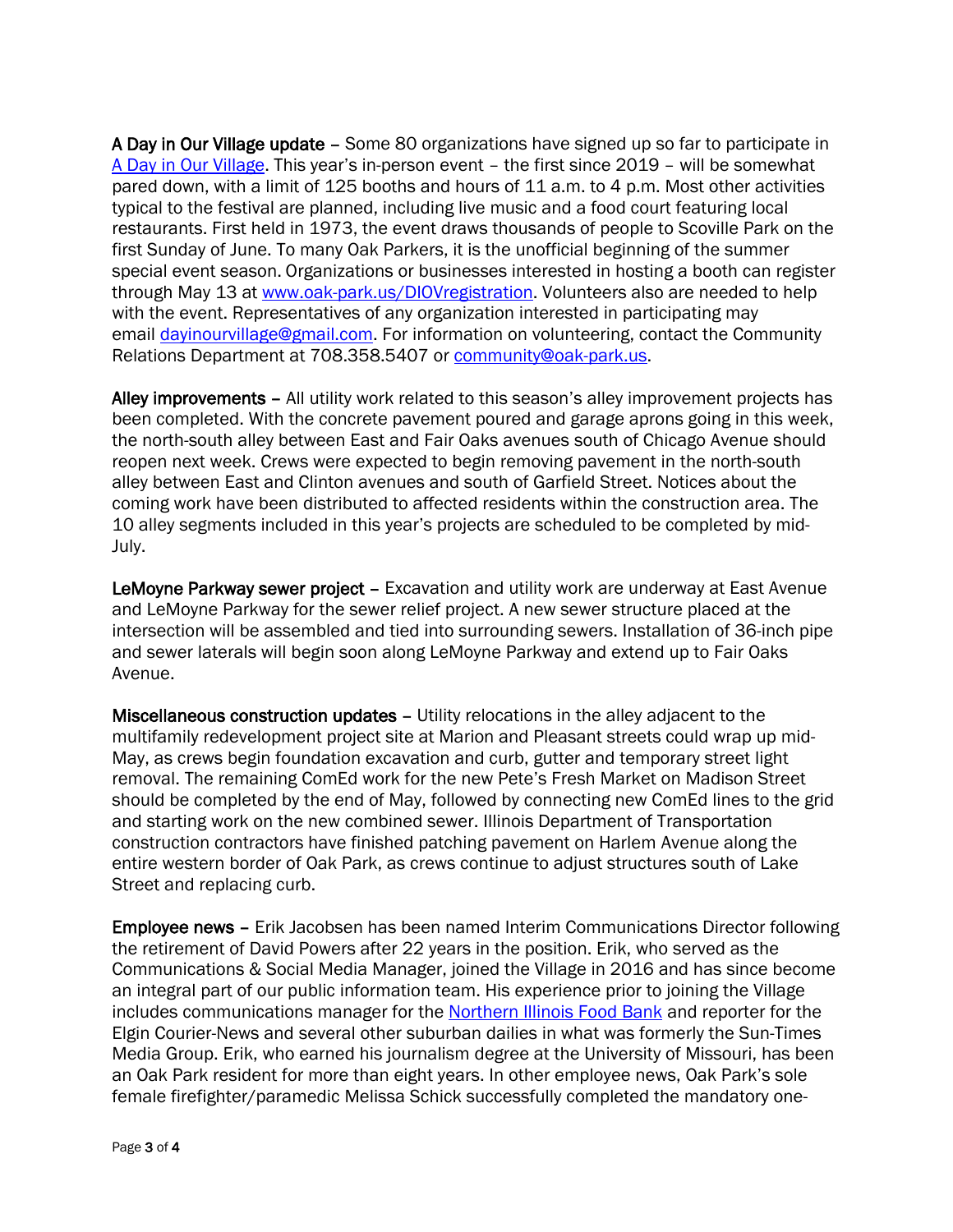**A Day in Our Village update** – Some 80 organizations have signed up so far to participate in [A Day in Our Village](). This year's in-person event – the first since 2019 – will be somewhat pared down, with a limit of 125 booths and hours of 11 a.m. to 4 p.m. Most other activities typical to the festival are planned, including live music and a food court featuring local restaurants. First held in 1973, the event draws thousands of people to Scoville Park on the first Sunday of June. To many Oak Parkers, it is the unofficial beginning of the summer special event season. Organizations or businesses interested in hosting a booth can register through May 13 at [www.oak-park.us/DIOVregistration](www.oak-park.us/DIOVregistration). Volunteers also are needed to help with the event. Representatives of any organization interested in participating may email [dayinourvillage@gmail.com](mailto:dayinourvillage@gmail.com). For information on volunteering, contact the Community Relations Department at 708.358.5407 or [community@oak-park.us](mailto:community@oak-park.us).

**Alley improvements** – All utility work related to this season's alley improvement projects has been completed. With the concrete pavement poured and garage aprons going in this week, the north-south alley between East and Fair Oaks avenues south of Chicago Avenue should reopen next week. Crews were expected to begin removing pavement in the north-south alley between East and Clinton avenues and south of Garfield Street. Notices about the coming work have been distributed to affected residents within the construction area. The 10 alley segments included in this year's projects are scheduled to be completed by mid-July.

**LeMoyne Parkway sewer project** – Excavation and utility work are underway at East Avenue and LeMoyne Parkway for the sewer relief project. A new sewer structure placed at the intersection will be assembled and tied into surrounding sewers. Installation of 36-inch pipe and sewer laterals will begin soon along LeMoyne Parkway and extend up to Fair Oaks Avenue.

**Miscellaneous construction updates** – Utility relocations in the alley adjacent to the multifamily redevelopment project site at Marion and Pleasant streets could wrap up mid-May, as crews begin foundation excavation and curb, gutter and temporary street light removal. The remaining ComEd work for the new Pete's Fresh Market on Madison Street should be completed by the end of May, followed by connecting new ComEd lines to the grid and starting work on the new combined sewer. Illinois Department of Transportation construction contractors have finished patching pavement on Harlem Avenue along the entire western border of Oak Park, as crews continue to adjust structures south of Lake Street and replacing curb.

**Employee news** – Erik Jacobsen has been named Interim Communications Director following the retirement of David Powers after 22 years in the position. Erik, who served as the Communications & Social Media Manager, joined the Village in 2016 and has since become an integral part of our public information team. His experience prior to joining the Village includes communications manager for the [Northern Illinois Food Bank]() and reporter for the Elgin Courier-News and several other suburban dailies in what was formerly the Sun-Times Media Group. Erik, who earned his journalism degree at the University of Missouri, has been an Oak Park resident for more than eight years. In other employee news, Oak Park's sole female firefighter/paramedic Melissa Schick successfully completed the mandatory one-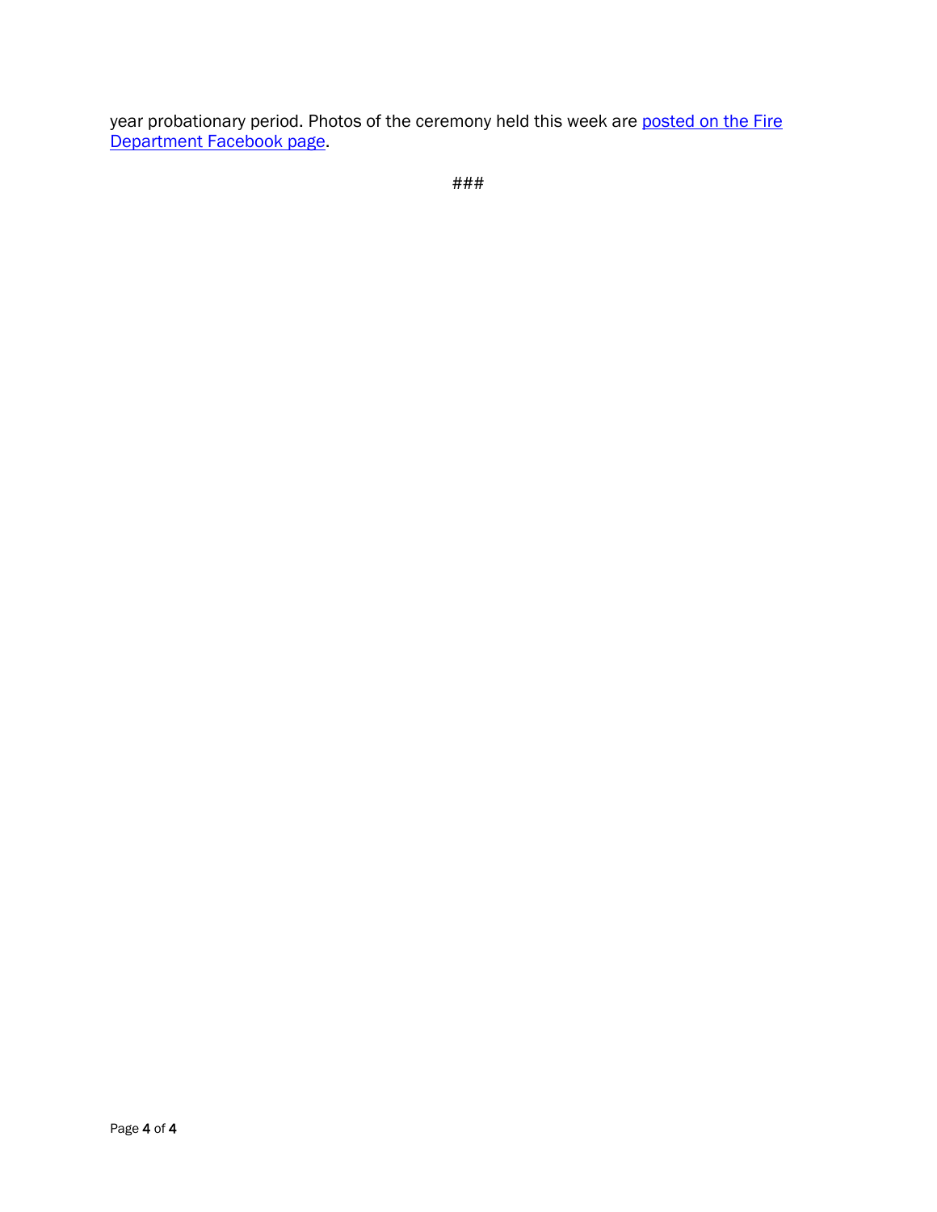year probationary period. Photos of the ceremony held this week are posted on the Fire Department Facebook page.

###